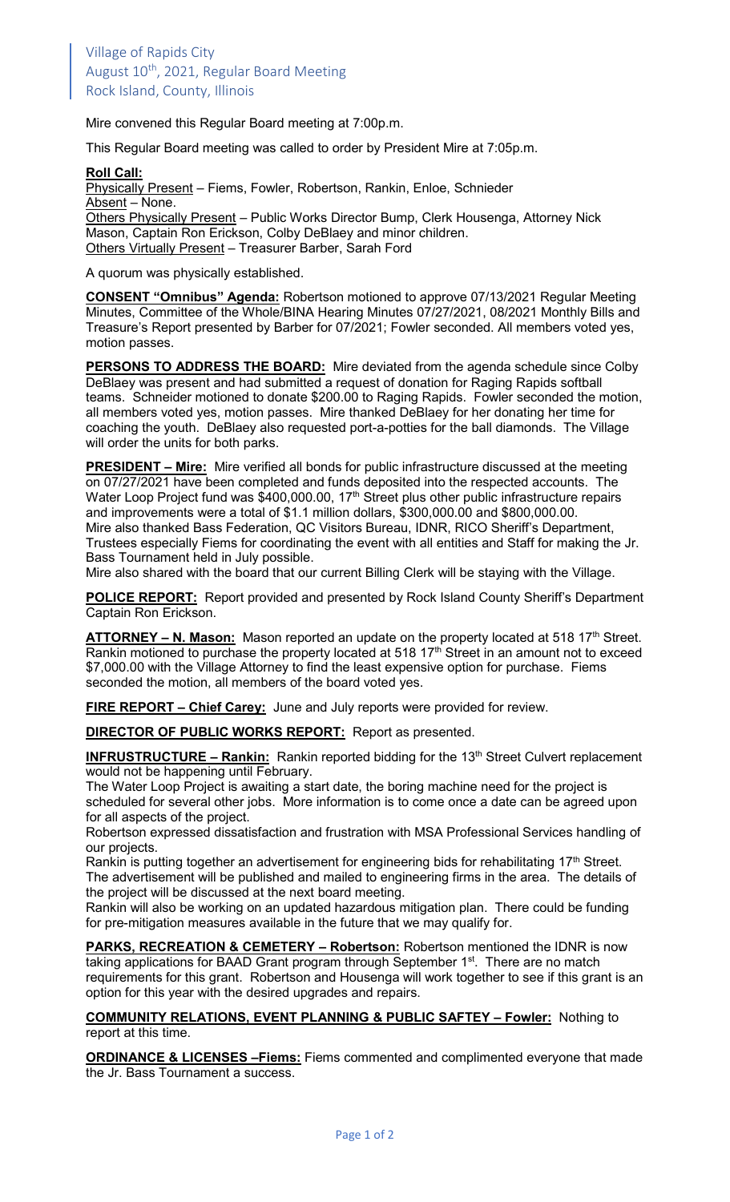Village of Rapids City
August 10th, 2021, Regular Board Meeting
Rock Island, County, Illinois

Mire convened this Regular Board meeting at 7:00p.m.

This Regular Board meeting was called to order by President Mire at 7:05p.m.

**Roll Call:**
Physically Present – Fiems, Fowler, Robertson, Rankin, Enloe, Schnieder
Absent – None.
Others Physically Present – Public Works Director Bump, Clerk Housenga, Attorney Nick Mason, Captain Ron Erickson, Colby DeBlaey and minor children.
Others Virtually Present – Treasurer Barber, Sarah Ford

A quorum was physically established.

**CONSENT "Omnibus" Agenda:** Robertson motioned to approve 07/13/2021 Regular Meeting Minutes, Committee of the Whole/BINA Hearing Minutes 07/27/2021, 08/2021 Monthly Bills and Treasure's Report presented by Barber for 07/2021; Fowler seconded. All members voted yes, motion passes.

**PERSONS TO ADDRESS THE BOARD:** Mire deviated from the agenda schedule since Colby DeBlaey was present and had submitted a request of donation for Raging Rapids softball teams. Schneider motioned to donate $200.00 to Raging Rapids. Fowler seconded the motion, all members voted yes, motion passes. Mire thanked DeBlaey for her donating her time for coaching the youth. DeBlaey also requested port-a-potties for the ball diamonds. The Village will order the units for both parks.

**PRESIDENT – Mire:** Mire verified all bonds for public infrastructure discussed at the meeting on 07/27/2021 have been completed and funds deposited into the respected accounts. The Water Loop Project fund was $400,000.00, 17th Street plus other public infrastructure repairs and improvements were a total of $1.1 million dollars, $300,000.00 and $800,000.00.
Mire also thanked Bass Federation, QC Visitors Bureau, IDNR, RICO Sheriff's Department, Trustees especially Fiems for coordinating the event with all entities and Staff for making the Jr. Bass Tournament held in July possible.
Mire also shared with the board that our current Billing Clerk will be staying with the Village.

**POLICE REPORT:** Report provided and presented by Rock Island County Sheriff's Department Captain Ron Erickson.

**ATTORNEY – N. Mason:** Mason reported an update on the property located at 518 17th Street. Rankin motioned to purchase the property located at 518 17th Street in an amount not to exceed $7,000.00 with the Village Attorney to find the least expensive option for purchase. Fiems seconded the motion, all members of the board voted yes.

**FIRE REPORT – Chief Carey:** June and July reports were provided for review.

**DIRECTOR OF PUBLIC WORKS REPORT:** Report as presented.

**INFRUSTRUCTURE – Rankin:** Rankin reported bidding for the 13th Street Culvert replacement would not be happening until February.
The Water Loop Project is awaiting a start date, the boring machine need for the project is scheduled for several other jobs. More information is to come once a date can be agreed upon for all aspects of the project.
Robertson expressed dissatisfaction and frustration with MSA Professional Services handling of our projects.
Rankin is putting together an advertisement for engineering bids for rehabilitating 17th Street. The advertisement will be published and mailed to engineering firms in the area. The details of the project will be discussed at the next board meeting.
Rankin will also be working on an updated hazardous mitigation plan. There could be funding for pre-mitigation measures available in the future that we may qualify for.

**PARKS, RECREATION & CEMETERY – Robertson:** Robertson mentioned the IDNR is now taking applications for BAAD Grant program through September 1st. There are no match requirements for this grant. Robertson and Housenga will work together to see if this grant is an option for this year with the desired upgrades and repairs.

**COMMUNITY RELATIONS, EVENT PLANNING & PUBLIC SAFTEY – Fowler:** Nothing to report at this time.

**ORDINANCE & LICENSES –Fiems:** Fiems commented and complimented everyone that made the Jr. Bass Tournament a success.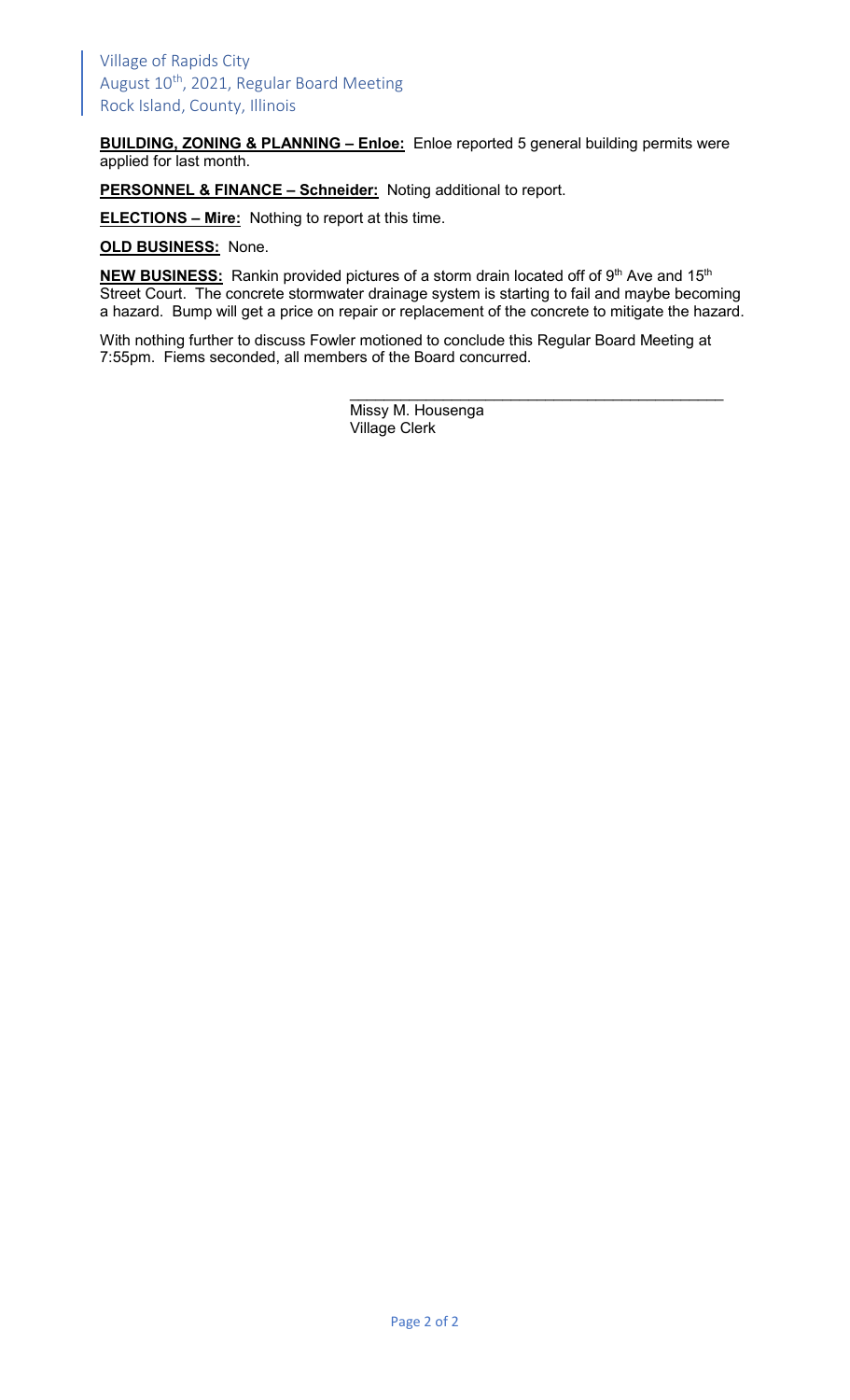**BUILDING, ZONING & PLANNING – Enloe:** Enloe reported 5 general building permits were applied for last month.

**PERSONNEL & FINANCE – Schneider:** Noting additional to report.

**ELECTIONS – Mire:** Nothing to report at this time.

**OLD BUSINESS:** None.

**NEW BUSINESS:** Rankin provided pictures of a storm drain located off of 9th Ave and 15th Street Court. The concrete stormwater drainage system is starting to fail and maybe becoming a hazard. Bump will get a price on repair or replacement of the concrete to mitigate the hazard.

With nothing further to discuss Fowler motioned to conclude this Regular Board Meeting at 7:55pm. Fiems seconded, all members of the Board concurred.

\_\_\_\_\_\_\_\_\_\_\_\_\_\_\_\_\_\_\_\_\_\_\_\_\_\_\_\_\_\_\_\_\_\_\_\_\_\_\_\_\_\_\_\_

Missy M. Housenga
Village Clerk